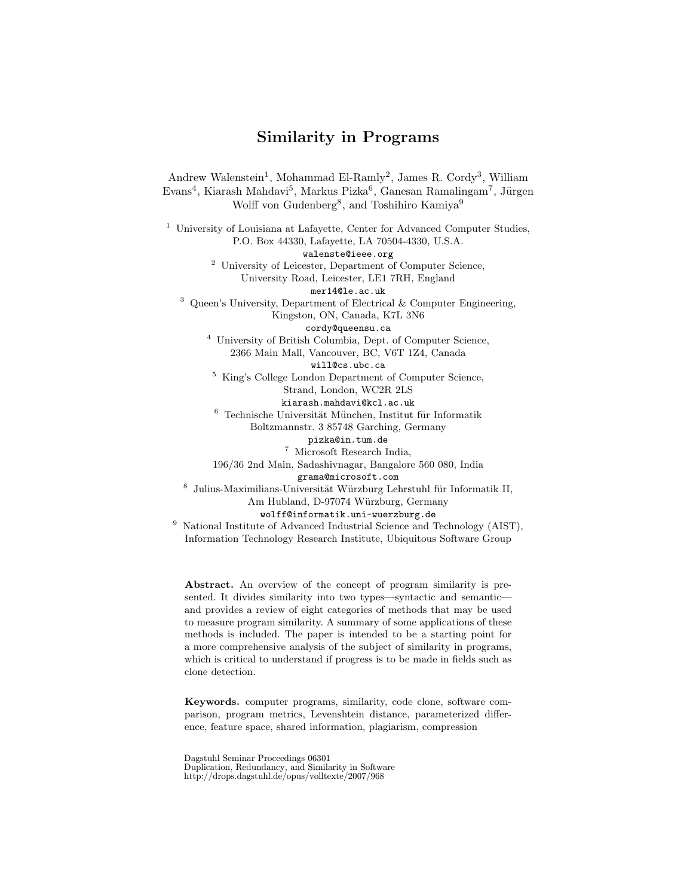# Similarity in Programs

Andrew Walenstein[1], Mohammad El-Ramly[2], James R. Cordy[3], William Evans[4], Kiarash Mahdavi[5], Markus Pizka[6], Ganesan Ramalingam[7], Jürgen Wolff von Gudenberg[8], and Toshihiro Kamiya[9]

[1] University of Louisiana at Lafayette, Center for Advanced Computer Studies, P.O. Box 44330, Lafayette, LA 70504-4330, U.S.A.
walenste@ieee.org

[2] University of Leicester, Department of Computer Science, University Road, Leicester, LE1 7RH, England
mer14@le.ac.uk

[3] Queen's University, Department of Electrical & Computer Engineering, Kingston, ON, Canada, K7L 3N6
cordy@queensu.ca

[4] University of British Columbia, Dept. of Computer Science, 2366 Main Mall, Vancouver, BC, V6T 1Z4, Canada
will@cs.ubc.ca

[5] King's College London Department of Computer Science, Strand, London, WC2R 2LS
kiarash.mahdavi@kcl.ac.uk

[6] Technische Universität München, Institut für Informatik Boltzmannstr. 3 85748 Garching, Germany
pizka@in.tum.de

[7] Microsoft Research India, 196/36 2nd Main, Sadashivnagar, Bangalore 560 080, India
grama@microsoft.com

[8] Julius-Maximilians-Universität Würzburg Lehrstuhl für Informatik II, Am Hubland, D-97074 Würzburg, Germany
wolff@informatik.uni-wuerzburg.de

[9] National Institute of Advanced Industrial Science and Technology (AIST), Information Technology Research Institute, Ubiquitous Software Group

**Abstract.** An overview of the concept of program similarity is presented. It divides similarity into two types—syntactic and semantic—and provides a review of eight categories of methods that may be used to measure program similarity. A summary of some applications of these methods is included. The paper is intended to be a starting point for a more comprehensive analysis of the subject of similarity in programs, which is critical to understand if progress is to be made in fields such as clone detection.

**Keywords.** computer programs, similarity, code clone, software comparison, program metrics, Levenshtein distance, parameterized difference, feature space, shared information, plagiarism, compression

Dagstuhl Seminar Proceedings 06301
Duplication, Redundancy, and Similarity in Software
http://drops.dagstuhl.de/opus/volltexte/2007/968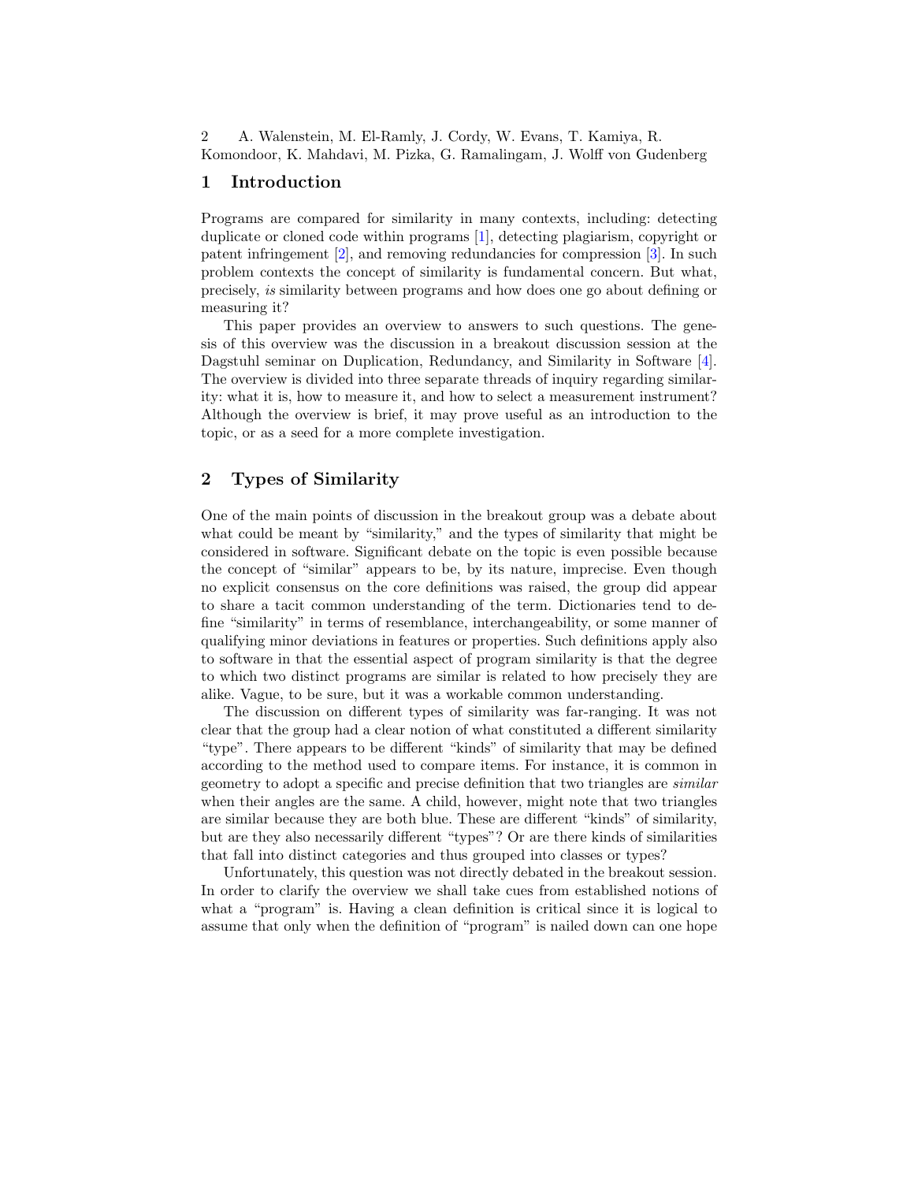## 1 Introduction

Programs are compared for similarity in many contexts, including: detecting duplicate or cloned code within programs [1], detecting plagiarism, copyright or patent infringement [2], and removing redundancies for compression [3]. In such problem contexts the concept of similarity is fundamental concern. But what, precisely, *is* similarity between programs and how does one go about defining or measuring it?

This paper provides an overview to answers to such questions. The genesis of this overview was the discussion in a breakout discussion session at the Dagstuhl seminar on Duplication, Redundancy, and Similarity in Software [4]. The overview is divided into three separate threads of inquiry regarding similarity: what it is, how to measure it, and how to select a measurement instrument? Although the overview is brief, it may prove useful as an introduction to the topic, or as a seed for a more complete investigation.

## 2 Types of Similarity

One of the main points of discussion in the breakout group was a debate about what could be meant by "similarity," and the types of similarity that might be considered in software. Significant debate on the topic is even possible because the concept of "similar" appears to be, by its nature, imprecise. Even though no explicit consensus on the core definitions was raised, the group did appear to share a tacit common understanding of the term. Dictionaries tend to define "similarity" in terms of resemblance, interchangeability, or some manner of qualifying minor deviations in features or properties. Such definitions apply also to software in that the essential aspect of program similarity is that the degree to which two distinct programs are similar is related to how precisely they are alike. Vague, to be sure, but it was a workable common understanding.

The discussion on different types of similarity was far-ranging. It was not clear that the group had a clear notion of what constituted a different similarity "type". There appears to be different "kinds" of similarity that may be defined according to the method used to compare items. For instance, it is common in geometry to adopt a specific and precise definition that two triangles are *similar* when their angles are the same. A child, however, might note that two triangles are similar because they are both blue. These are different "kinds" of similarity, but are they also necessarily different "types"? Or are there kinds of similarities that fall into distinct categories and thus grouped into classes or types?

Unfortunately, this question was not directly debated in the breakout session. In order to clarify the overview we shall take cues from established notions of what a "program" is. Having a clean definition is critical since it is logical to assume that only when the definition of "program" is nailed down can one hope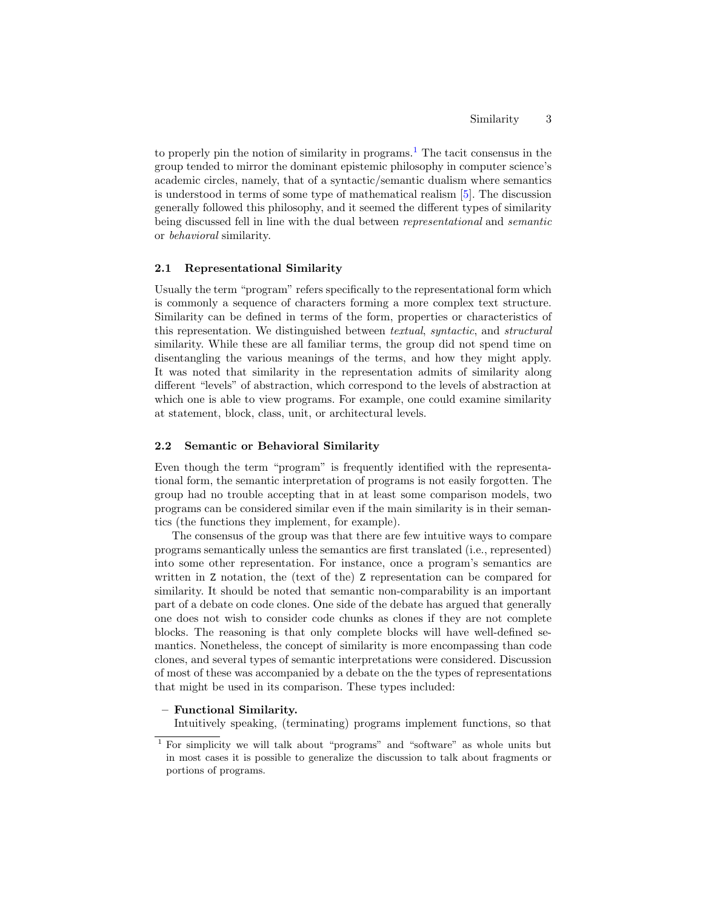to properly pin the notion of similarity in programs.[1] The tacit consensus in the group tended to mirror the dominant epistemic philosophy in computer science's academic circles, namely, that of a syntactic/semantic dualism where semantics is understood in terms of some type of mathematical realism [5]. The discussion generally followed this philosophy, and it seemed the different types of similarity being discussed fell in line with the dual between *representational* and *semantic* or *behavioral* similarity.

### 2.1 Representational Similarity

Usually the term "program" refers specifically to the representational form which is commonly a sequence of characters forming a more complex text structure. Similarity can be defined in terms of the form, properties or characteristics of this representation. We distinguished between *textual*, *syntactic*, and *structural* similarity. While these are all familiar terms, the group did not spend time on disentangling the various meanings of the terms, and how they might apply. It was noted that similarity in the representation admits of similarity along different "levels" of abstraction, which correspond to the levels of abstraction at which one is able to view programs. For example, one could examine similarity at statement, block, class, unit, or architectural levels.

### 2.2 Semantic or Behavioral Similarity

Even though the term "program" is frequently identified with the representational form, the semantic interpretation of programs is not easily forgotten. The group had no trouble accepting that in at least some comparison models, two programs can be considered similar even if the main similarity is in their semantics (the functions they implement, for example).

The consensus of the group was that there are few intuitive ways to compare programs semantically unless the semantics are first translated (i.e., represented) into some other representation. For instance, once a program's semantics are written in `Z` notation, the (text of the) `Z` representation can be compared for similarity. It should be noted that semantic non-comparability is an important part of a debate on code clones. One side of the debate has argued that generally one does not wish to consider code chunks as clones if they are not complete blocks. The reasoning is that only complete blocks will have well-defined semantics. Nonetheless, the concept of similarity is more encompassing than code clones, and several types of semantic interpretations were considered. Discussion of most of these was accompanied by a debate on the the types of representations that might be used in its comparison. These types included:

- **Functional Similarity.**
  Intuitively speaking, (terminating) programs implement functions, so that

[1] For simplicity we will talk about "programs" and "software" as whole units but in most cases it is possible to generalize the discussion to talk about fragments or portions of programs.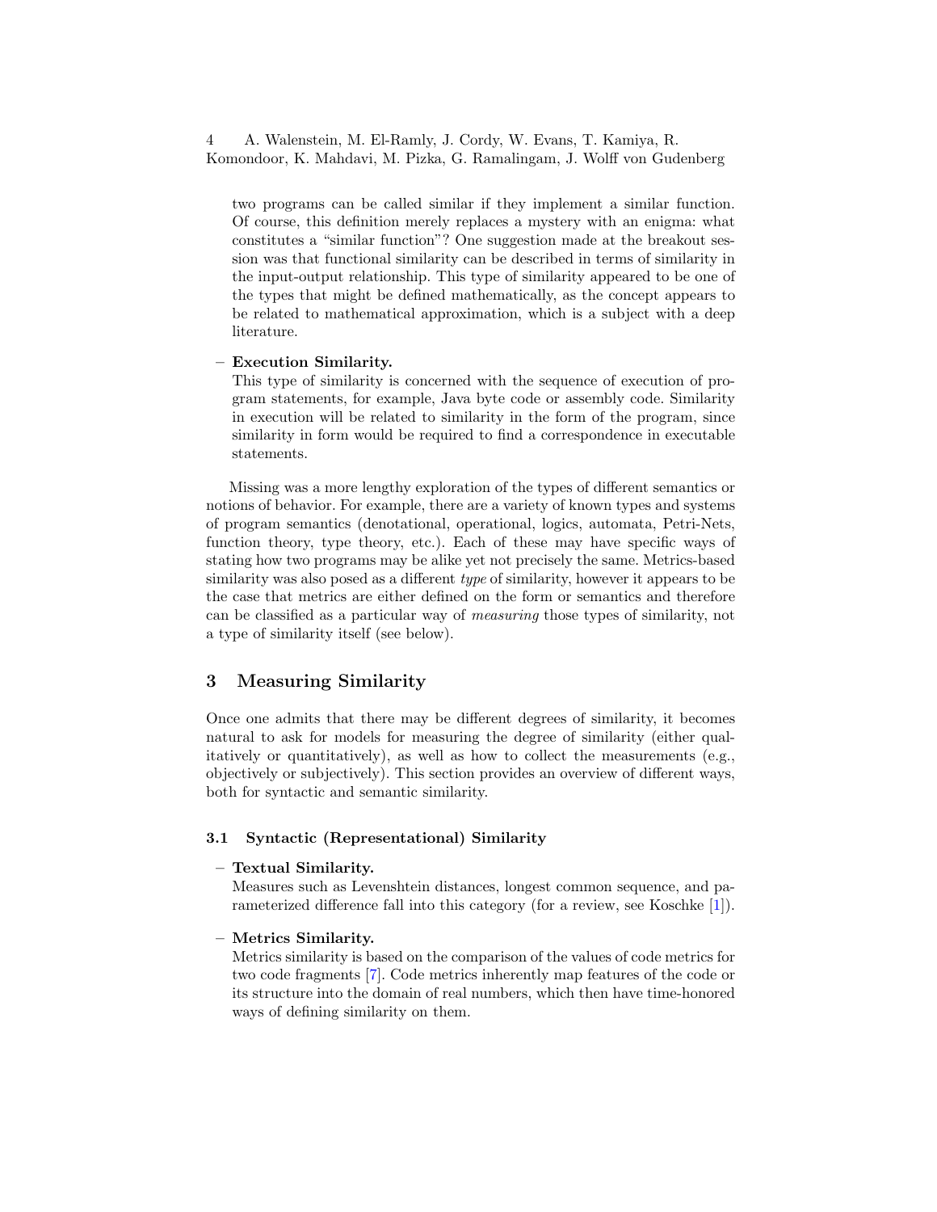two programs can be called similar if they implement a similar function. Of course, this definition merely replaces a mystery with an enigma: what constitutes a "similar function"? One suggestion made at the breakout session was that functional similarity can be described in terms of similarity in the input-output relationship. This type of similarity appeared to be one of the types that might be defined mathematically, as the concept appears to be related to mathematical approximation, which is a subject with a deep literature.

– **Execution Similarity.**
  This type of similarity is concerned with the sequence of execution of program statements, for example, Java byte code or assembly code. Similarity in execution will be related to similarity in the form of the program, since similarity in form would be required to find a correspondence in executable statements.

Missing was a more lengthy exploration of the types of different semantics or notions of behavior. For example, there are a variety of known types and systems of program semantics (denotational, operational, logics, automata, Petri-Nets, function theory, type theory, etc.). Each of these may have specific ways of stating how two programs may be alike yet not precisely the same. Metrics-based similarity was also posed as a different *type* of similarity, however it appears to be the case that metrics are either defined on the form or semantics and therefore can be classified as a particular way of *measuring* those types of similarity, not a type of similarity itself (see below).

## 3 Measuring Similarity

Once one admits that there may be different degrees of similarity, it becomes natural to ask for models for measuring the degree of similarity (either qualitatively or quantitatively), as well as how to collect the measurements (e.g., objectively or subjectively). This section provides an overview of different ways, both for syntactic and semantic similarity.

### 3.1 Syntactic (Representational) Similarity

– **Textual Similarity.**
  Measures such as Levenshtein distances, longest common sequence, and parameterized difference fall into this category (for a review, see Koschke [1]).

– **Metrics Similarity.**
  Metrics similarity is based on the comparison of the values of code metrics for two code fragments [7]. Code metrics inherently map features of the code or its structure into the domain of real numbers, which then have time-honored ways of defining similarity on them.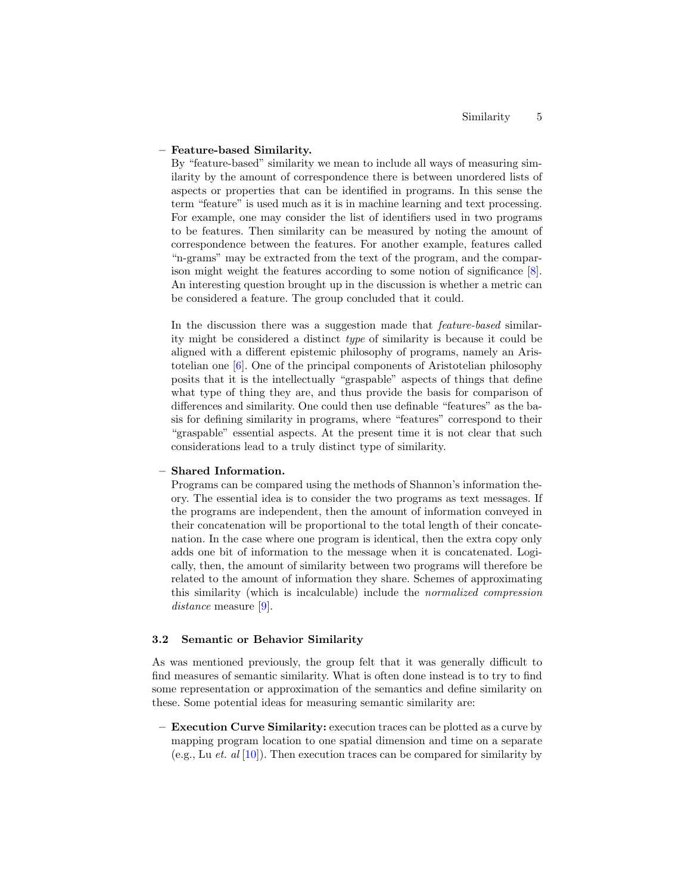- **Feature-based Similarity.**
  By "feature-based" similarity we mean to include all ways of measuring similarity by the amount of correspondence there is between unordered lists of aspects or properties that can be identified in programs. In this sense the term "feature" is used much as it is in machine learning and text processing. For example, one may consider the list of identifiers used in two programs to be features. Then similarity can be measured by noting the amount of correspondence between the features. For another example, features called "n-grams" may be extracted from the text of the program, and the comparison might weight the features according to some notion of significance [8]. An interesting question brought up in the discussion is whether a metric can be considered a feature. The group concluded that it could.

  In the discussion there was a suggestion made that *feature-based* similarity might be considered a distinct *type* of similarity is because it could be aligned with a different epistemic philosophy of programs, namely an Aristotelian one [6]. One of the principal components of Aristotelian philosophy posits that it is the intellectually "graspable" aspects of things that define what type of thing they are, and thus provide the basis for comparison of differences and similarity. One could then use definable "features" as the basis for defining similarity in programs, where "features" correspond to their "graspable" essential aspects. At the present time it is not clear that such considerations lead to a truly distinct type of similarity.

- **Shared Information.**
  Programs can be compared using the methods of Shannon's information theory. The essential idea is to consider the two programs as text messages. If the programs are independent, then the amount of information conveyed in their concatenation will be proportional to the total length of their concatenation. In the case where one program is identical, then the extra copy only adds one bit of information to the message when it is concatenated. Logically, then, the amount of similarity between two programs will therefore be related to the amount of information they share. Schemes of approximating this similarity (which is incalculable) include the *normalized compression distance* measure [9].

### 3.2 Semantic or Behavior Similarity

As was mentioned previously, the group felt that it was generally difficult to find measures of semantic similarity. What is often done instead is to try to find some representation or approximation of the semantics and define similarity on these. Some potential ideas for measuring semantic similarity are:

- **Execution Curve Similarity:** execution traces can be plotted as a curve by mapping program location to one spatial dimension and time on a separate (e.g., Lu *et. al* [10]). Then execution traces can be compared for similarity by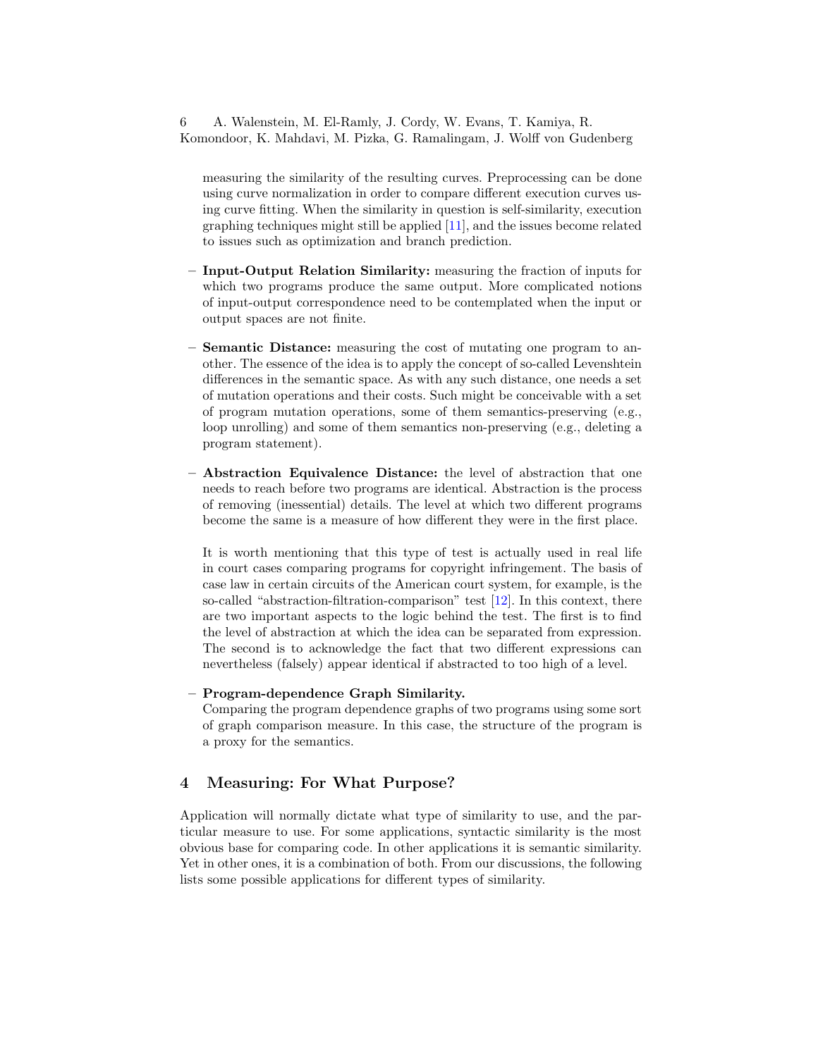measuring the similarity of the resulting curves. Preprocessing can be done using curve normalization in order to compare different execution curves using curve fitting. When the similarity in question is self-similarity, execution graphing techniques might still be applied [11], and the issues become related to issues such as optimization and branch prediction.

- **Input-Output Relation Similarity:** measuring the fraction of inputs for which two programs produce the same output. More complicated notions of input-output correspondence need to be contemplated when the input or output spaces are not finite.

- **Semantic Distance:** measuring the cost of mutating one program to another. The essence of the idea is to apply the concept of so-called Levenshtein differences in the semantic space. As with any such distance, one needs a set of mutation operations and their costs. Such might be conceivable with a set of program mutation operations, some of them semantics-preserving (e.g., loop unrolling) and some of them semantics non-preserving (e.g., deleting a program statement).

- **Abstraction Equivalence Distance:** the level of abstraction that one needs to reach before two programs are identical. Abstraction is the process of removing (inessential) details. The level at which two different programs become the same is a measure of how different they were in the first place.

  It is worth mentioning that this type of test is actually used in real life in court cases comparing programs for copyright infringement. The basis of case law in certain circuits of the American court system, for example, is the so-called "abstraction-filtration-comparison" test [12]. In this context, there are two important aspects to the logic behind the test. The first is to find the level of abstraction at which the idea can be separated from expression. The second is to acknowledge the fact that two different expressions can nevertheless (falsely) appear identical if abstracted to too high of a level.

- **Program-dependence Graph Similarity.**
  Comparing the program dependence graphs of two programs using some sort of graph comparison measure. In this case, the structure of the program is a proxy for the semantics.

## 4 Measuring: For What Purpose?

Application will normally dictate what type of similarity to use, and the particular measure to use. For some applications, syntactic similarity is the most obvious base for comparing code. In other applications it is semantic similarity. Yet in other ones, it is a combination of both. From our discussions, the following lists some possible applications for different types of similarity.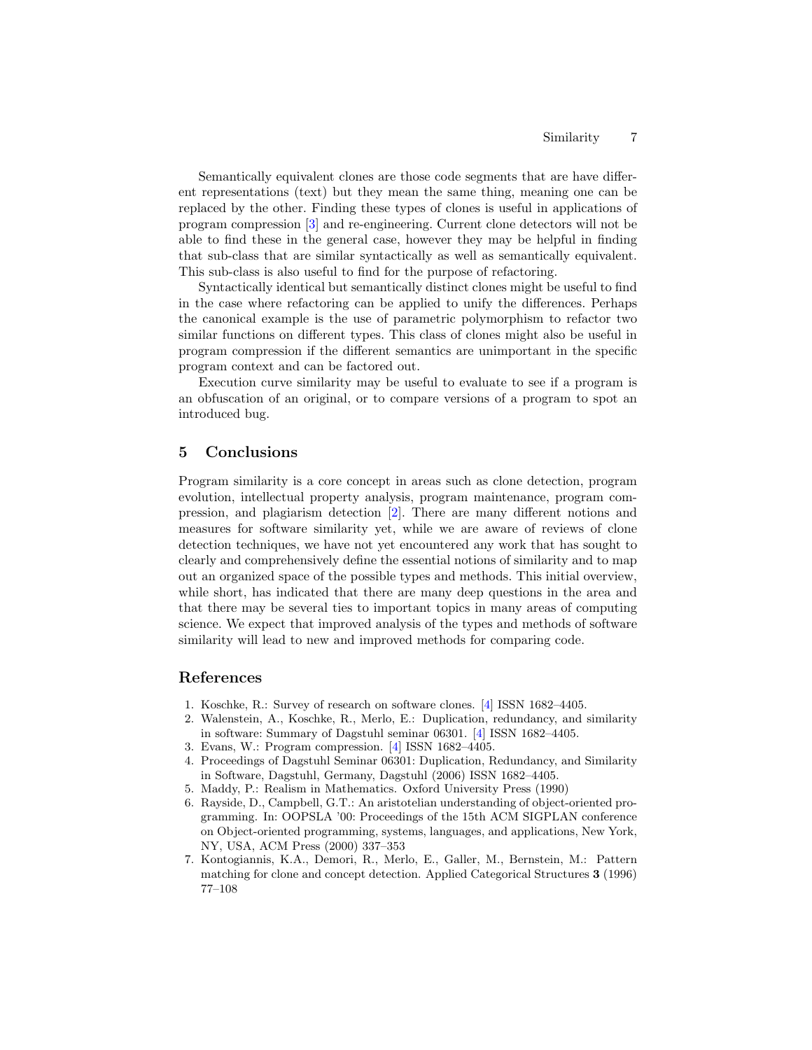Semantically equivalent clones are those code segments that are have different representations (text) but they mean the same thing, meaning one can be replaced by the other. Finding these types of clones is useful in applications of program compression [3] and re-engineering. Current clone detectors will not be able to find these in the general case, however they may be helpful in finding that sub-class that are similar syntactically as well as semantically equivalent. This sub-class is also useful to find for the purpose of refactoring.

Syntactically identical but semantically distinct clones might be useful to find in the case where refactoring can be applied to unify the differences. Perhaps the canonical example is the use of parametric polymorphism to refactor two similar functions on different types. This class of clones might also be useful in program compression if the different semantics are unimportant in the specific program context and can be factored out.

Execution curve similarity may be useful to evaluate to see if a program is an obfuscation of an original, or to compare versions of a program to spot an introduced bug.

## 5 Conclusions

Program similarity is a core concept in areas such as clone detection, program evolution, intellectual property analysis, program maintenance, program compression, and plagiarism detection [2]. There are many different notions and measures for software similarity yet, while we are aware of reviews of clone detection techniques, we have not yet encountered any work that has sought to clearly and comprehensively define the essential notions of similarity and to map out an organized space of the possible types and methods. This initial overview, while short, has indicated that there are many deep questions in the area and that there may be several ties to important topics in many areas of computing science. We expect that improved analysis of the types and methods of software similarity will lead to new and improved methods for comparing code.

## References

1. Koschke, R.: Survey of research on software clones. [4] ISSN 1682–4405.
2. Walenstein, A., Koschke, R., Merlo, E.: Duplication, redundancy, and similarity in software: Summary of Dagstuhl seminar 06301. [4] ISSN 1682–4405.
3. Evans, W.: Program compression. [4] ISSN 1682–4405.
4. Proceedings of Dagstuhl Seminar 06301: Duplication, Redundancy, and Similarity in Software, Dagstuhl, Germany, Dagstuhl (2006) ISSN 1682–4405.
5. Maddy, P.: Realism in Mathematics. Oxford University Press (1990)
6. Rayside, D., Campbell, G.T.: An aristotelian understanding of object-oriented programming. In: OOPSLA '00: Proceedings of the 15th ACM SIGPLAN conference on Object-oriented programming, systems, languages, and applications, New York, NY, USA, ACM Press (2000) 337–353
7. Kontogiannis, K.A., Demori, R., Merlo, E., Galler, M., Bernstein, M.: Pattern matching for clone and concept detection. Applied Categorical Structures **3** (1996) 77–108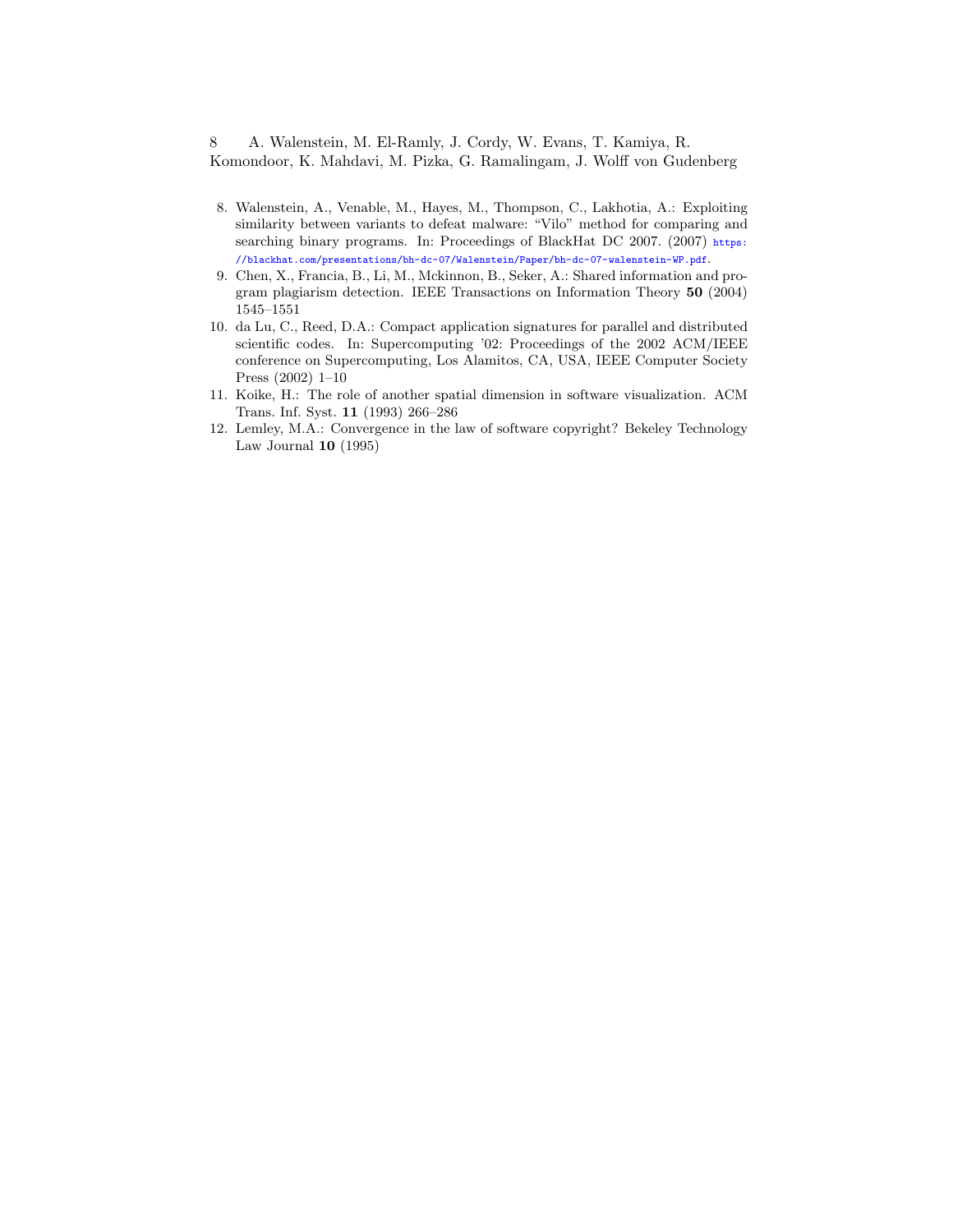8. Walenstein, A., Venable, M., Hayes, M., Thompson, C., Lakhotia, A.: Exploiting similarity between variants to defeat malware: "Vilo" method for comparing and searching binary programs. In: Proceedings of BlackHat DC 2007. (2007) https://blackhat.com/presentations/bh-dc-07/Walenstein/Paper/bh-dc-07-walenstein-WP.pdf.
9. Chen, X., Francia, B., Li, M., Mckinnon, B., Seker, A.: Shared information and program plagiarism detection. IEEE Transactions on Information Theory **50** (2004) 1545–1551
10. da Lu, C., Reed, D.A.: Compact application signatures for parallel and distributed scientific codes. In: Supercomputing '02: Proceedings of the 2002 ACM/IEEE conference on Supercomputing, Los Alamitos, CA, USA, IEEE Computer Society Press (2002) 1–10
11. Koike, H.: The role of another spatial dimension in software visualization. ACM Trans. Inf. Syst. **11** (1993) 266–286
12. Lemley, M.A.: Convergence in the law of software copyright? Bekeley Technology Law Journal **10** (1995)